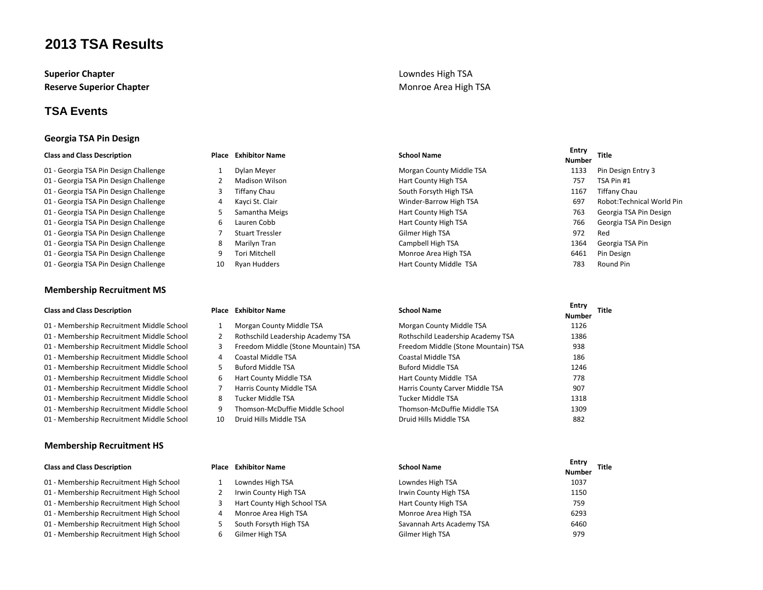# 2013 TSA Results

| | |
|---|---|
| **Superior Chapter** | Lowndes High TSA |
| **Reserve Superior Chapter** | Monroe Area High TSA |

## TSA Events

### Georgia TSA Pin Design

| Class and Class Description | Place | Exhibitor Name | School Name | Entry Number | Title |
|---|---|---|---|---|---|
| 01 - Georgia TSA Pin Design Challenge | 1 | Dylan Meyer | Morgan County Middle TSA | 1133 | Pin Design Entry 3 |
| 01 - Georgia TSA Pin Design Challenge | 2 | Madison Wilson | Hart County High TSA | 757 | TSA Pin #1 |
| 01 - Georgia TSA Pin Design Challenge | 3 | Tiffany Chau | South Forsyth High TSA | 1167 | Tiffany Chau |
| 01 - Georgia TSA Pin Design Challenge | 4 | Kayci St. Clair | Winder-Barrow High TSA | 697 | Robot:Technical World Pin |
| 01 - Georgia TSA Pin Design Challenge | 5 | Samantha Meigs | Hart County High TSA | 763 | Georgia TSA Pin Design |
| 01 - Georgia TSA Pin Design Challenge | 6 | Lauren Cobb | Hart County High TSA | 766 | Georgia TSA Pin Design |
| 01 - Georgia TSA Pin Design Challenge | 7 | Stuart Tressler | Gilmer High TSA | 972 | Red |
| 01 - Georgia TSA Pin Design Challenge | 8 | Marilyn Tran | Campbell High TSA | 1364 | Georgia TSA Pin |
| 01 - Georgia TSA Pin Design Challenge | 9 | Tori Mitchell | Monroe Area High TSA | 6461 | Pin Design |
| 01 - Georgia TSA Pin Design Challenge | 10 | Ryan Hudders | Hart County Middle TSA | 783 | Round Pin |

### Membership Recruitment MS

| Class and Class Description | Place | Exhibitor Name | School Name | Entry Number | Title |
|---|---|---|---|---|---|
| 01 - Membership Recruitment Middle School | 1 | Morgan County Middle TSA | Morgan County Middle TSA | 1126 | |
| 01 - Membership Recruitment Middle School | 2 | Rothschild Leadership Academy TSA | Rothschild Leadership Academy TSA | 1386 | |
| 01 - Membership Recruitment Middle School | 3 | Freedom Middle (Stone Mountain) TSA | Freedom Middle (Stone Mountain) TSA | 938 | |
| 01 - Membership Recruitment Middle School | 4 | Coastal Middle TSA | Coastal Middle TSA | 186 | |
| 01 - Membership Recruitment Middle School | 5 | Buford Middle TSA | Buford Middle TSA | 1246 | |
| 01 - Membership Recruitment Middle School | 6 | Hart County Middle TSA | Hart County Middle TSA | 778 | |
| 01 - Membership Recruitment Middle School | 7 | Harris County Middle TSA | Harris County Carver Middle TSA | 907 | |
| 01 - Membership Recruitment Middle School | 8 | Tucker Middle TSA | Tucker Middle TSA | 1318 | |
| 01 - Membership Recruitment Middle School | 9 | Thomson-McDuffie Middle School | Thomson-McDuffie Middle TSA | 1309 | |
| 01 - Membership Recruitment Middle School | 10 | Druid Hills Middle TSA | Druid Hills Middle TSA | 882 | |

### Membership Recruitment HS

| Class and Class Description | Place | Exhibitor Name | School Name | Entry Number | Title |
|---|---|---|---|---|---|
| 01 - Membership Recruitment High School | 1 | Lowndes High TSA | Lowndes High TSA | 1037 | |
| 01 - Membership Recruitment High School | 2 | Irwin County High TSA | Irwin County High TSA | 1150 | |
| 01 - Membership Recruitment High School | 3 | Hart County High School TSA | Hart County High TSA | 759 | |
| 01 - Membership Recruitment High School | 4 | Monroe Area High TSA | Monroe Area High TSA | 6293 | |
| 01 - Membership Recruitment High School | 5 | South Forsyth High TSA | Savannah Arts Academy TSA | 6460 | |
| 01 - Membership Recruitment High School | 6 | Gilmer High TSA | Gilmer High TSA | 979 | |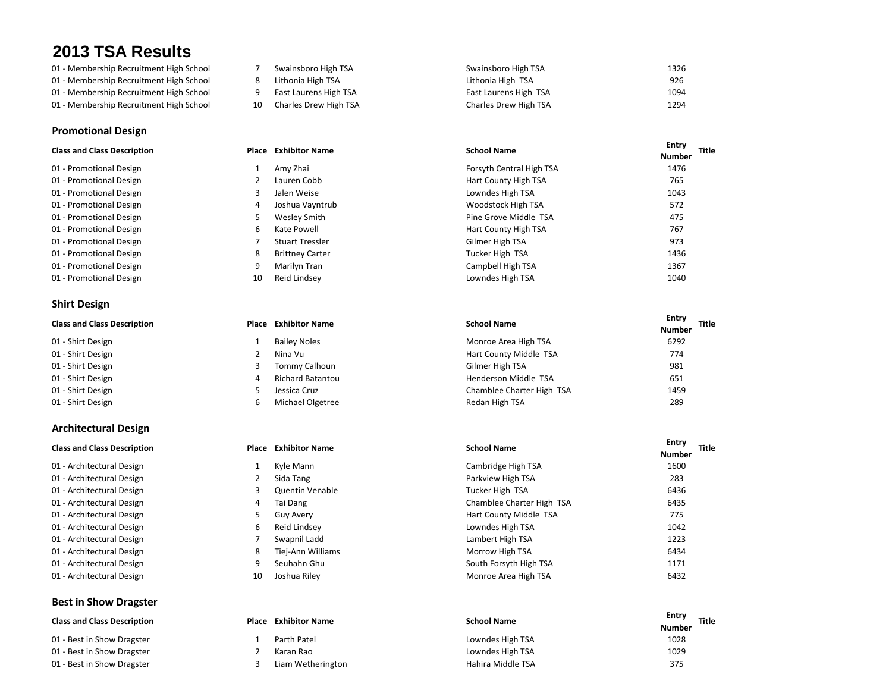# 2013 TSA Results

| Class and Class Description | Place | Exhibitor Name | School Name | Entry Number | Title |
|---|---|---|---|---|---|
| 01 - Membership Recruitment High School | 7 | Swainsboro High TSA | Swainsboro High TSA | 1326 | |
| 01 - Membership Recruitment High School | 8 | Lithonia High TSA | Lithonia High TSA | 926 | |
| 01 - Membership Recruitment High School | 9 | East Laurens High TSA | East Laurens High TSA | 1094 | |
| 01 - Membership Recruitment High School | 10 | Charles Drew High TSA | Charles Drew High TSA | 1294 | |

## Promotional Design

| Class and Class Description | Place | Exhibitor Name | School Name | Entry Number | Title |
|---|---|---|---|---|---|
| 01 - Promotional Design | 1 | Amy Zhai | Forsyth Central High TSA | 1476 | |
| 01 - Promotional Design | 2 | Lauren Cobb | Hart County High TSA | 765 | |
| 01 - Promotional Design | 3 | Jalen Weise | Lowndes High TSA | 1043 | |
| 01 - Promotional Design | 4 | Joshua Vayntrub | Woodstock High TSA | 572 | |
| 01 - Promotional Design | 5 | Wesley Smith | Pine Grove Middle TSA | 475 | |
| 01 - Promotional Design | 6 | Kate Powell | Hart County High TSA | 767 | |
| 01 - Promotional Design | 7 | Stuart Tressler | Gilmer High TSA | 973 | |
| 01 - Promotional Design | 8 | Brittney Carter | Tucker High TSA | 1436 | |
| 01 - Promotional Design | 9 | Marilyn Tran | Campbell High TSA | 1367 | |
| 01 - Promotional Design | 10 | Reid Lindsey | Lowndes High TSA | 1040 | |

## Shirt Design

| Class and Class Description | Place | Exhibitor Name | School Name | Entry Number | Title |
|---|---|---|---|---|---|
| 01 - Shirt Design | 1 | Bailey Noles | Monroe Area High TSA | 6292 | |
| 01 - Shirt Design | 2 | Nina Vu | Hart County Middle TSA | 774 | |
| 01 - Shirt Design | 3 | Tommy Calhoun | Gilmer High TSA | 981 | |
| 01 - Shirt Design | 4 | Richard Batantou | Henderson Middle TSA | 651 | |
| 01 - Shirt Design | 5 | Jessica Cruz | Chamblee Charter High TSA | 1459 | |
| 01 - Shirt Design | 6 | Michael Olgetree | Redan High TSA | 289 | |

## Architectural Design

| Class and Class Description | Place | Exhibitor Name | School Name | Entry Number | Title |
|---|---|---|---|---|---|
| 01 - Architectural Design | 1 | Kyle Mann | Cambridge High TSA | 1600 | |
| 01 - Architectural Design | 2 | Sida Tang | Parkview High TSA | 283 | |
| 01 - Architectural Design | 3 | Quentin Venable | Tucker High TSA | 6436 | |
| 01 - Architectural Design | 4 | Tai Dang | Chamblee Charter High TSA | 6435 | |
| 01 - Architectural Design | 5 | Guy Avery | Hart County Middle TSA | 775 | |
| 01 - Architectural Design | 6 | Reid Lindsey | Lowndes High TSA | 1042 | |
| 01 - Architectural Design | 7 | Swapnil Ladd | Lambert High TSA | 1223 | |
| 01 - Architectural Design | 8 | Tiej-Ann Williams | Morrow High TSA | 6434 | |
| 01 - Architectural Design | 9 | Seuhahn Ghu | South Forsyth High TSA | 1171 | |
| 01 - Architectural Design | 10 | Joshua Riley | Monroe Area High TSA | 6432 | |

## Best in Show Dragster

| Class and Class Description | Place | Exhibitor Name | School Name | Entry Number | Title |
|---|---|---|---|---|---|
| 01 - Best in Show Dragster | 1 | Parth Patel | Lowndes High TSA | 1028 | |
| 01 - Best in Show Dragster | 2 | Karan Rao | Lowndes High TSA | 1029 | |
| 01 - Best in Show Dragster | 3 | Liam Wetherington | Hahira Middle TSA | 375 | |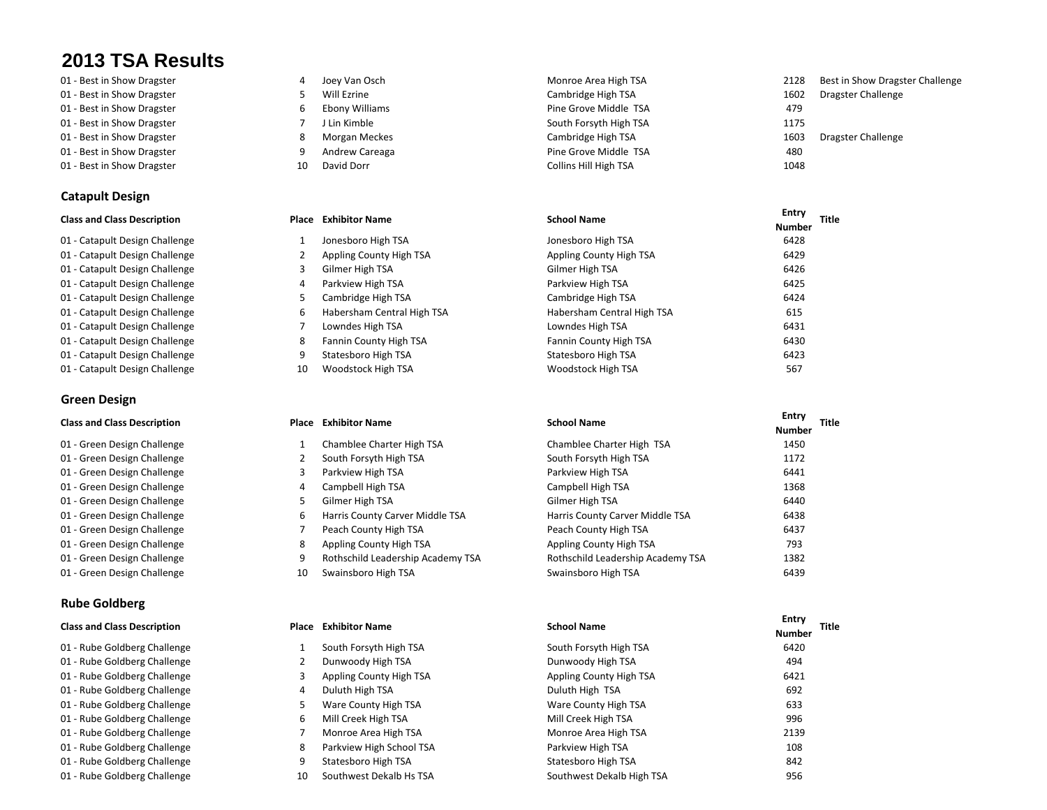# 2013 TSA Results

| Class and Class Description | Place | Exhibitor Name | School Name | Entry Number | Title |
|---|---|---|---|---|---|
| 01 - Best in Show Dragster | 4 | Joey Van Osch | Monroe Area High TSA | 2128 | Best in Show Dragster Challenge |
| 01 - Best in Show Dragster | 5 | Will Ezrine | Cambridge High TSA | 1602 | Dragster Challenge |
| 01 - Best in Show Dragster | 6 | Ebony Williams | Pine Grove Middle TSA | 479 | |
| 01 - Best in Show Dragster | 7 | J Lin Kimble | South Forsyth High TSA | 1175 | |
| 01 - Best in Show Dragster | 8 | Morgan Meckes | Cambridge High TSA | 1603 | Dragster Challenge |
| 01 - Best in Show Dragster | 9 | Andrew Careaga | Pine Grove Middle TSA | 480 | |
| 01 - Best in Show Dragster | 10 | David Dorr | Collins Hill High TSA | 1048 | |

## Catapult Design

| Class and Class Description | Place | Exhibitor Name | School Name | Entry Number | Title |
|---|---|---|---|---|---|
| 01 - Catapult Design Challenge | 1 | Jonesboro High TSA | Jonesboro High TSA | 6428 | |
| 01 - Catapult Design Challenge | 2 | Appling County High TSA | Appling County High TSA | 6429 | |
| 01 - Catapult Design Challenge | 3 | Gilmer High TSA | Gilmer High TSA | 6426 | |
| 01 - Catapult Design Challenge | 4 | Parkview High TSA | Parkview High TSA | 6425 | |
| 01 - Catapult Design Challenge | 5 | Cambridge High TSA | Cambridge High TSA | 6424 | |
| 01 - Catapult Design Challenge | 6 | Habersham Central High TSA | Habersham Central High TSA | 615 | |
| 01 - Catapult Design Challenge | 7 | Lowndes High TSA | Lowndes High TSA | 6431 | |
| 01 - Catapult Design Challenge | 8 | Fannin County High TSA | Fannin County High TSA | 6430 | |
| 01 - Catapult Design Challenge | 9 | Statesboro High TSA | Statesboro High TSA | 6423 | |
| 01 - Catapult Design Challenge | 10 | Woodstock High TSA | Woodstock High TSA | 567 | |

## Green Design

| Class and Class Description | Place | Exhibitor Name | School Name | Entry Number | Title |
|---|---|---|---|---|---|
| 01 - Green Design Challenge | 1 | Chamblee Charter High TSA | Chamblee Charter High TSA | 1450 | |
| 01 - Green Design Challenge | 2 | South Forsyth High TSA | South Forsyth High TSA | 1172 | |
| 01 - Green Design Challenge | 3 | Parkview High TSA | Parkview High TSA | 6441 | |
| 01 - Green Design Challenge | 4 | Campbell High TSA | Campbell High TSA | 1368 | |
| 01 - Green Design Challenge | 5 | Gilmer High TSA | Gilmer High TSA | 6440 | |
| 01 - Green Design Challenge | 6 | Harris County Carver Middle TSA | Harris County Carver Middle TSA | 6438 | |
| 01 - Green Design Challenge | 7 | Peach County High TSA | Peach County High TSA | 6437 | |
| 01 - Green Design Challenge | 8 | Appling County High TSA | Appling County High TSA | 793 | |
| 01 - Green Design Challenge | 9 | Rothschild Leadership Academy TSA | Rothschild Leadership Academy TSA | 1382 | |
| 01 - Green Design Challenge | 10 | Swainsboro High TSA | Swainsboro High TSA | 6439 | |

## Rube Goldberg

| Class and Class Description | Place | Exhibitor Name | School Name | Entry Number | Title |
|---|---|---|---|---|---|
| 01 - Rube Goldberg Challenge | 1 | South Forsyth High TSA | South Forsyth High TSA | 6420 | |
| 01 - Rube Goldberg Challenge | 2 | Dunwoody High TSA | Dunwoody High TSA | 494 | |
| 01 - Rube Goldberg Challenge | 3 | Appling County High TSA | Appling County High TSA | 6421 | |
| 01 - Rube Goldberg Challenge | 4 | Duluth High TSA | Duluth High TSA | 692 | |
| 01 - Rube Goldberg Challenge | 5 | Ware County High TSA | Ware County High TSA | 633 | |
| 01 - Rube Goldberg Challenge | 6 | Mill Creek High TSA | Mill Creek High TSA | 996 | |
| 01 - Rube Goldberg Challenge | 7 | Monroe Area High TSA | Monroe Area High TSA | 2139 | |
| 01 - Rube Goldberg Challenge | 8 | Parkview High School TSA | Parkview High TSA | 108 | |
| 01 - Rube Goldberg Challenge | 9 | Statesboro High TSA | Statesboro High TSA | 842 | |
| 01 - Rube Goldberg Challenge | 10 | Southwest Dekalb Hs TSA | Southwest Dekalb High TSA | 956 | |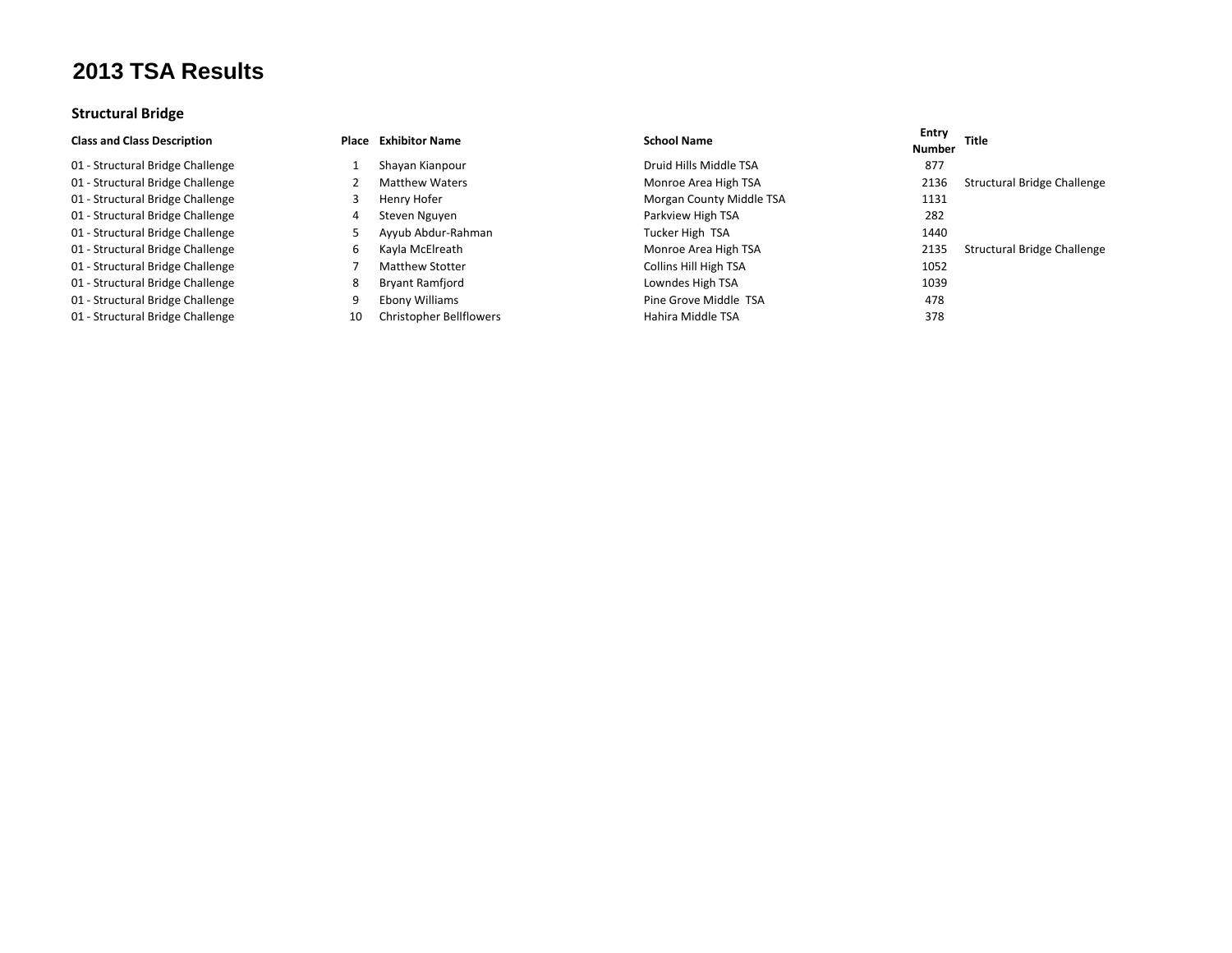# 2013 TSA Results

## Structural Bridge

| Class and Class Description | Place | Exhibitor Name | School Name | Entry Number | Title |
|---|---|---|---|---|---|
| 01 - Structural Bridge Challenge | 1 | Shayan Kianpour | Druid Hills Middle TSA | 877 | |
| 01 - Structural Bridge Challenge | 2 | Matthew Waters | Monroe Area High TSA | 2136 | Structural Bridge Challenge |
| 01 - Structural Bridge Challenge | 3 | Henry Hofer | Morgan County Middle TSA | 1131 | |
| 01 - Structural Bridge Challenge | 4 | Steven Nguyen | Parkview High TSA | 282 | |
| 01 - Structural Bridge Challenge | 5 | Ayyub Abdur-Rahman | Tucker High TSA | 1440 | |
| 01 - Structural Bridge Challenge | 6 | Kayla McElreath | Monroe Area High TSA | 2135 | Structural Bridge Challenge |
| 01 - Structural Bridge Challenge | 7 | Matthew Stotter | Collins Hill High TSA | 1052 | |
| 01 - Structural Bridge Challenge | 8 | Bryant Ramfjord | Lowndes High TSA | 1039 | |
| 01 - Structural Bridge Challenge | 9 | Ebony Williams | Pine Grove Middle TSA | 478 | |
| 01 - Structural Bridge Challenge | 10 | Christopher Bellflowers | Hahira Middle TSA | 378 | |